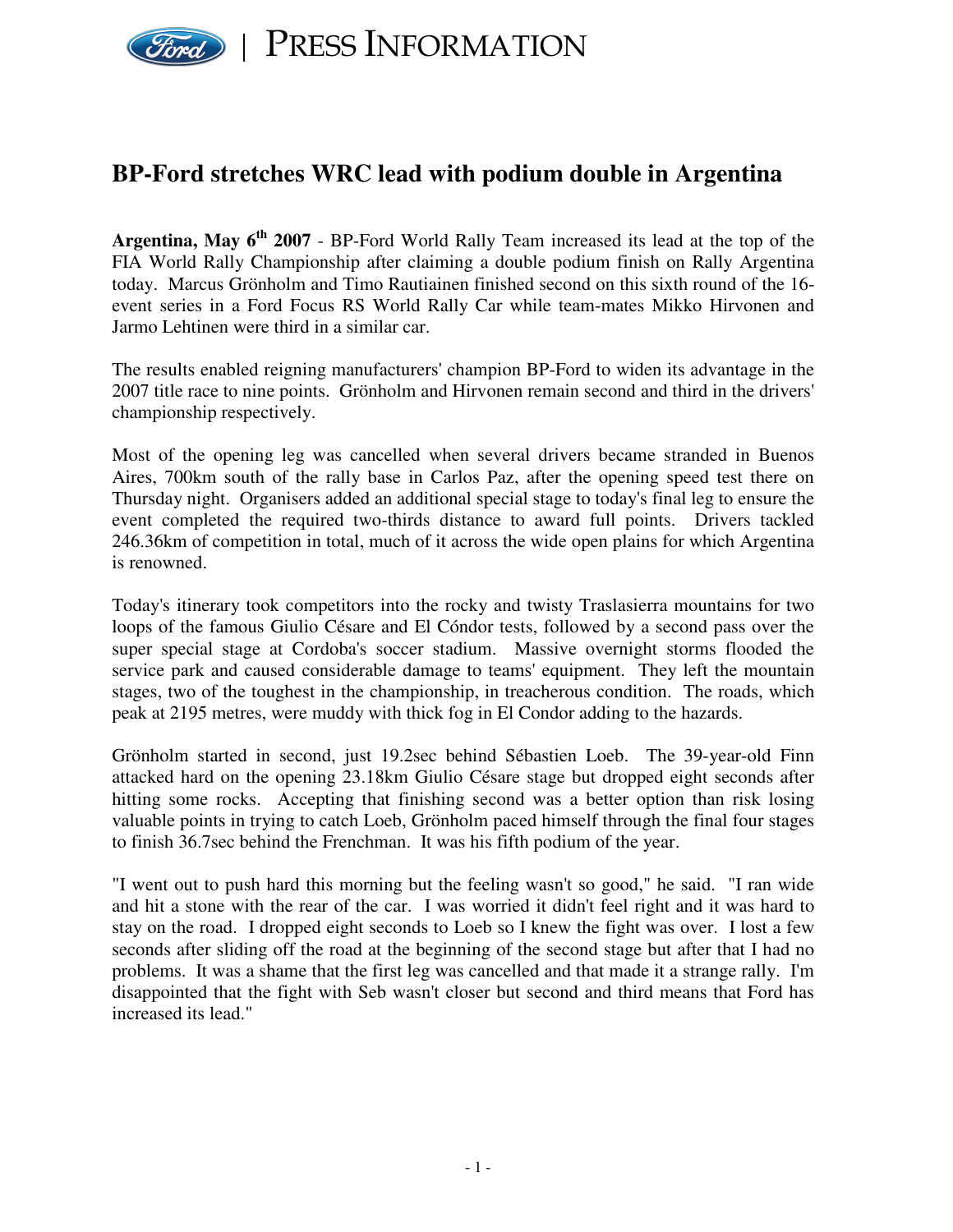PRESS INFORMATION

# BP-Ford stretches WRC lead with podium double in Argentina

**Argentina, May 6th 2007** - BP-Ford World Rally Team increased its lead at the top of the FIA World Rally Championship after claiming a double podium finish on Rally Argentina today. Marcus Grönholm and Timo Rautiainen finished second on this sixth round of the 16-event series in a Ford Focus RS World Rally Car while team-mates Mikko Hirvonen and Jarmo Lehtinen were third in a similar car.

The results enabled reigning manufacturers' champion BP-Ford to widen its advantage in the 2007 title race to nine points. Grönholm and Hirvonen remain second and third in the drivers' championship respectively.

Most of the opening leg was cancelled when several drivers became stranded in Buenos Aires, 700km south of the rally base in Carlos Paz, after the opening speed test there on Thursday night. Organisers added an additional special stage to today's final leg to ensure the event completed the required two-thirds distance to award full points. Drivers tackled 246.36km of competition in total, much of it across the wide open plains for which Argentina is renowned.

Today's itinerary took competitors into the rocky and twisty Traslasierra mountains for two loops of the famous Giulio César and El Cóndor tests, followed by a second pass over the super special stage at Cordoba's soccer stadium. Massive overnight storms flooded the service park and caused considerable damage to teams' equipment. They left the mountain stages, two of the toughest in the championship, in treacherous condition. The roads, which peak at 2195 metres, were muddy with thick fog in El Condor adding to the hazards.

Grönholm started in second, just 19.2sec behind Sébastien Loeb. The 39-year-old Finn attacked hard on the opening 23.18km Giulio César stage but dropped eight seconds after hitting some rocks. Accepting that finishing second was a better option than risk losing valuable points in trying to catch Loeb, Grönholm paced himself through the final four stages to finish 36.7sec behind the Frenchman. It was his fifth podium of the year.

"I went out to push hard this morning but the feeling wasn't so good," he said. "I ran wide and hit a stone with the rear of the car. I was worried it didn't feel right and it was hard to stay on the road. I dropped eight seconds to Loeb so I knew the fight was over. I lost a few seconds after sliding off the road at the beginning of the second stage but after that I had no problems. It was a shame that the first leg was cancelled and that made it a strange rally. I'm disappointed that the fight with Seb wasn't closer but second and third means that Ford has increased its lead."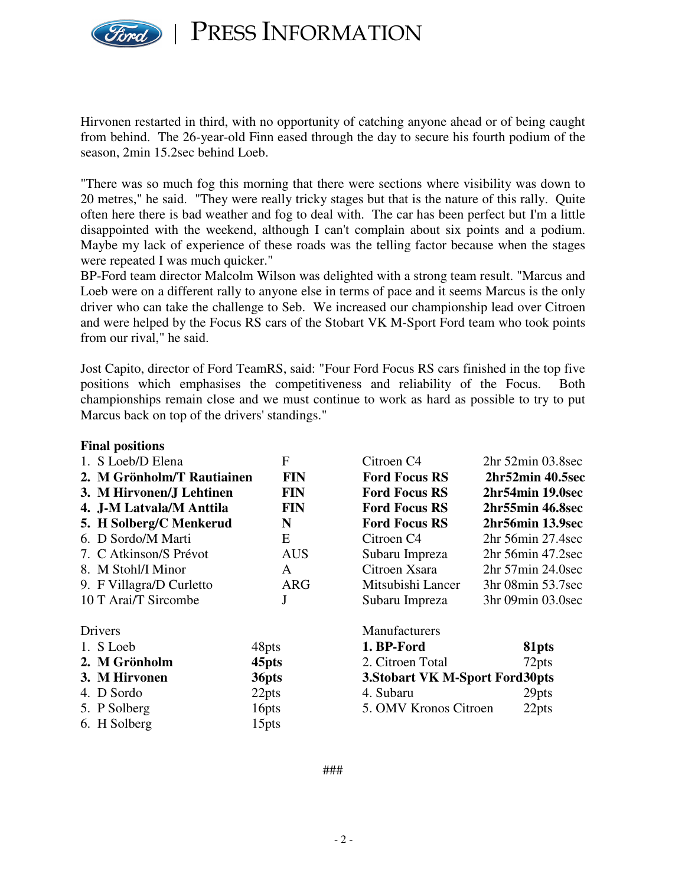Hirvonen restarted in third, with no opportunity of catching anyone ahead or of being caught from behind. The 26-year-old Finn eased through the day to secure his fourth podium of the season, 2min 15.2sec behind Loeb.

"There was so much fog this morning that there were sections where visibility was down to 20 metres," he said. "They were really tricky stages but that is the nature of this rally. Quite often here there is bad weather and fog to deal with. The car has been perfect but I'm a little disappointed with the weekend, although I can't complain about six points and a podium. Maybe my lack of experience of these roads was the telling factor because when the stages were repeated I was much quicker."

BP-Ford team director Malcolm Wilson was delighted with a strong team result. "Marcus and Loeb were on a different rally to anyone else in terms of pace and it seems Marcus is the only driver who can take the challenge to Seb. We increased our championship lead over Citroen and were helped by the Focus RS cars of the Stobart VK M-Sport Ford team who took points from our rival," he said.

Jost Capito, director of Ford TeamRS, said: "Four Ford Focus RS cars finished in the top five positions which emphasises the competitiveness and reliability of the Focus. Both championships remain close and we must continue to work as hard as possible to try to put Marcus back on top of the drivers' standings."

**Final positions**

| | | | |
|---|---|---|---|
| 1. S Loeb/D Elena | F | Citroen C4 | 2hr 52min 03.8sec |
| **2. M Grönholm/T Rautiainen** | **FIN** | **Ford Focus RS** | **2hr52min 40.5sec** |
| **3. M Hirvonen/J Lehtinen** | **FIN** | **Ford Focus RS** | **2hr54min 19.0sec** |
| **4. J-M Latvala/M Anttila** | **FIN** | **Ford Focus RS** | **2hr55min 46.8sec** |
| **5. H Solberg/C Menkerud** | **N** | **Ford Focus RS** | **2hr56min 13.9sec** |
| 6. D Sordo/M Marti | E | Citroen C4 | 2hr 56min 27.4sec |
| 7. C Atkinson/S Prévot | AUS | Subaru Impreza | 2hr 56min 47.2sec |
| 8. M Stohl/I Minor | A | Citroen Xsara | 2hr 57min 24.0sec |
| 9. F Villagra/D Curletto | ARG | Mitsubishi Lancer | 3hr 08min 53.7sec |
| 10 T Arai/T Sircombe | J | Subaru Impreza | 3hr 09min 03.0sec |

| Drivers | | Manufacturers | |
|---|---|---|---|
| 1. S Loeb | 48pts | **1. BP-Ford** | **81pts** |
| **2. M Grönholm** | **45pts** | 2. Citroen Total | 72pts |
| **3. M Hirvonen** | **36pts** | **3.Stobart VK M-Sport Ford** | **30pts** |
| 4. D Sordo | 22pts | 4. Subaru | 29pts |
| 5. P Solberg | 16pts | 5. OMV Kronos Citroen | 22pts |
| 6. H Solberg | 15pts | | |

###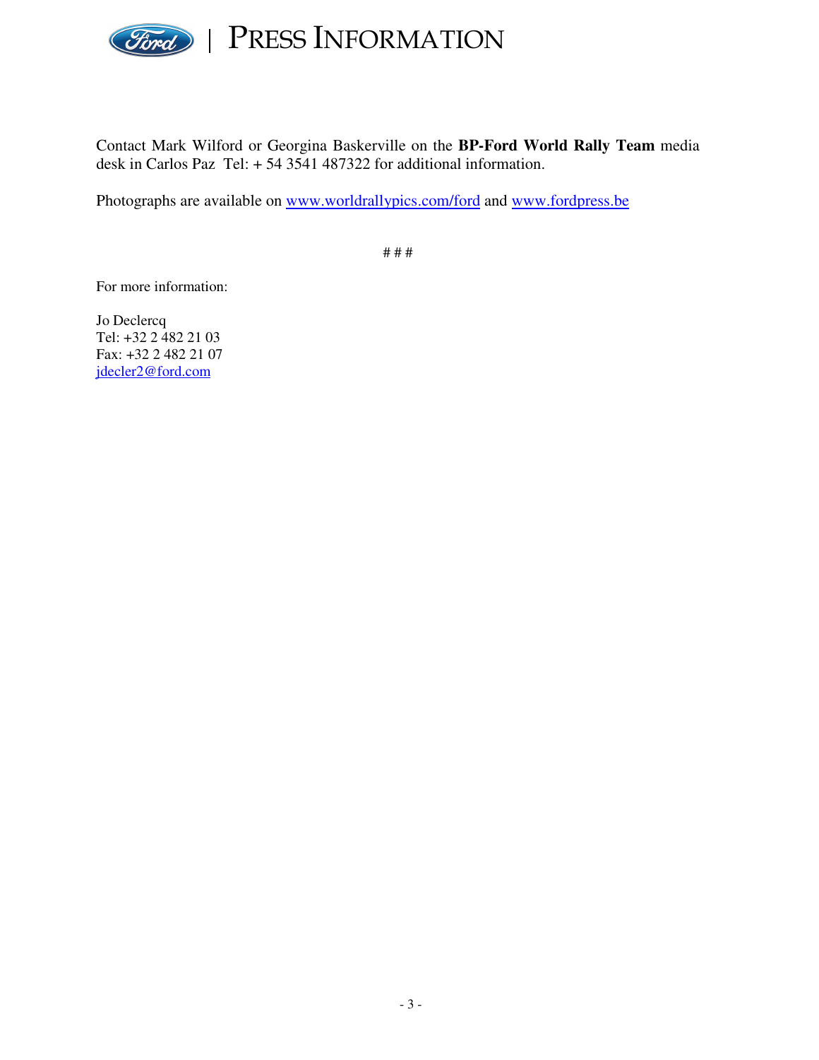Contact Mark Wilford or Georgina Baskerville on the **BP-Ford World Rally Team** media desk in Carlos Paz  Tel: + 54 3541 487322 for additional information.

Photographs are available on www.worldrallypics.com/ford and www.fordpress.be

# # #

For more information:

Jo Declercq
Tel: +32 2 482 21 03
Fax: +32 2 482 21 07
jdecler2@ford.com